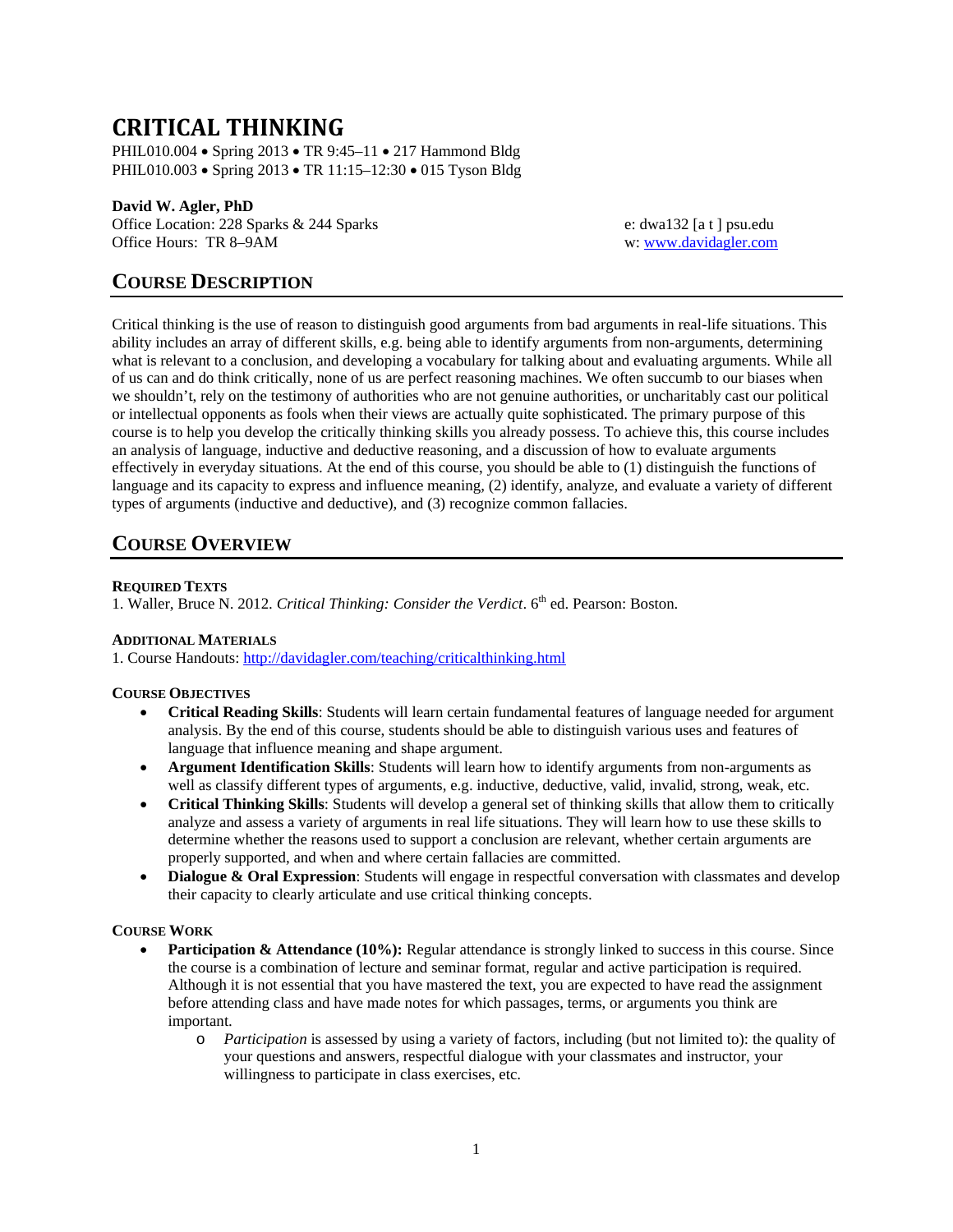# CRITICAL THINKING

PHIL010.004 • Spring 2013 • TR 9:45–11 • 217 Hammond Bldg
PHIL010.003 • Spring 2013 • TR 11:15–12:30 • 015 Tyson Bldg

**David W. Agler, PhD**
Office Location: 228 Sparks & 244 Sparks
Office Hours: TR 8–9AM

e: dwa132 [a t ] psu.edu
w: www.davidagler.com

## COURSE DESCRIPTION

Critical thinking is the use of reason to distinguish good arguments from bad arguments in real-life situations. This ability includes an array of different skills, e.g. being able to identify arguments from non-arguments, determining what is relevant to a conclusion, and developing a vocabulary for talking about and evaluating arguments. While all of us can and do think critically, none of us are perfect reasoning machines. We often succumb to our biases when we shouldn't, rely on the testimony of authorities who are not genuine authorities, or uncharitably cast our political or intellectual opponents as fools when their views are actually quite sophisticated. The primary purpose of this course is to help you develop the critically thinking skills you already possess. To achieve this, this course includes an analysis of language, inductive and deductive reasoning, and a discussion of how to evaluate arguments effectively in everyday situations. At the end of this course, you should be able to (1) distinguish the functions of language and its capacity to express and influence meaning, (2) identify, analyze, and evaluate a variety of different types of arguments (inductive and deductive), and (3) recognize common fallacies.

## COURSE OVERVIEW

### REQUIRED TEXTS

1. Waller, Bruce N. 2012. *Critical Thinking: Consider the Verdict*. 6th ed. Pearson: Boston.

### ADDITIONAL MATERIALS

1. Course Handouts: http://davidagler.com/teaching/criticalthinking.html

### COURSE OBJECTIVES

- **Critical Reading Skills**: Students will learn certain fundamental features of language needed for argument analysis. By the end of this course, students should be able to distinguish various uses and features of language that influence meaning and shape argument.
- **Argument Identification Skills**: Students will learn how to identify arguments from non-arguments as well as classify different types of arguments, e.g. inductive, deductive, valid, invalid, strong, weak, etc.
- **Critical Thinking Skills**: Students will develop a general set of thinking skills that allow them to critically analyze and assess a variety of arguments in real life situations. They will learn how to use these skills to determine whether the reasons used to support a conclusion are relevant, whether certain arguments are properly supported, and when and where certain fallacies are committed.
- **Dialogue & Oral Expression**: Students will engage in respectful conversation with classmates and develop their capacity to clearly articulate and use critical thinking concepts.

### COURSE WORK

- **Participation & Attendance (10%):** Regular attendance is strongly linked to success in this course. Since the course is a combination of lecture and seminar format, regular and active participation is required. Although it is not essential that you have mastered the text, you are expected to have read the assignment before attending class and have made notes for which passages, terms, or arguments you think are important.
  - *Participation* is assessed by using a variety of factors, including (but not limited to): the quality of your questions and answers, respectful dialogue with your classmates and instructor, your willingness to participate in class exercises, etc.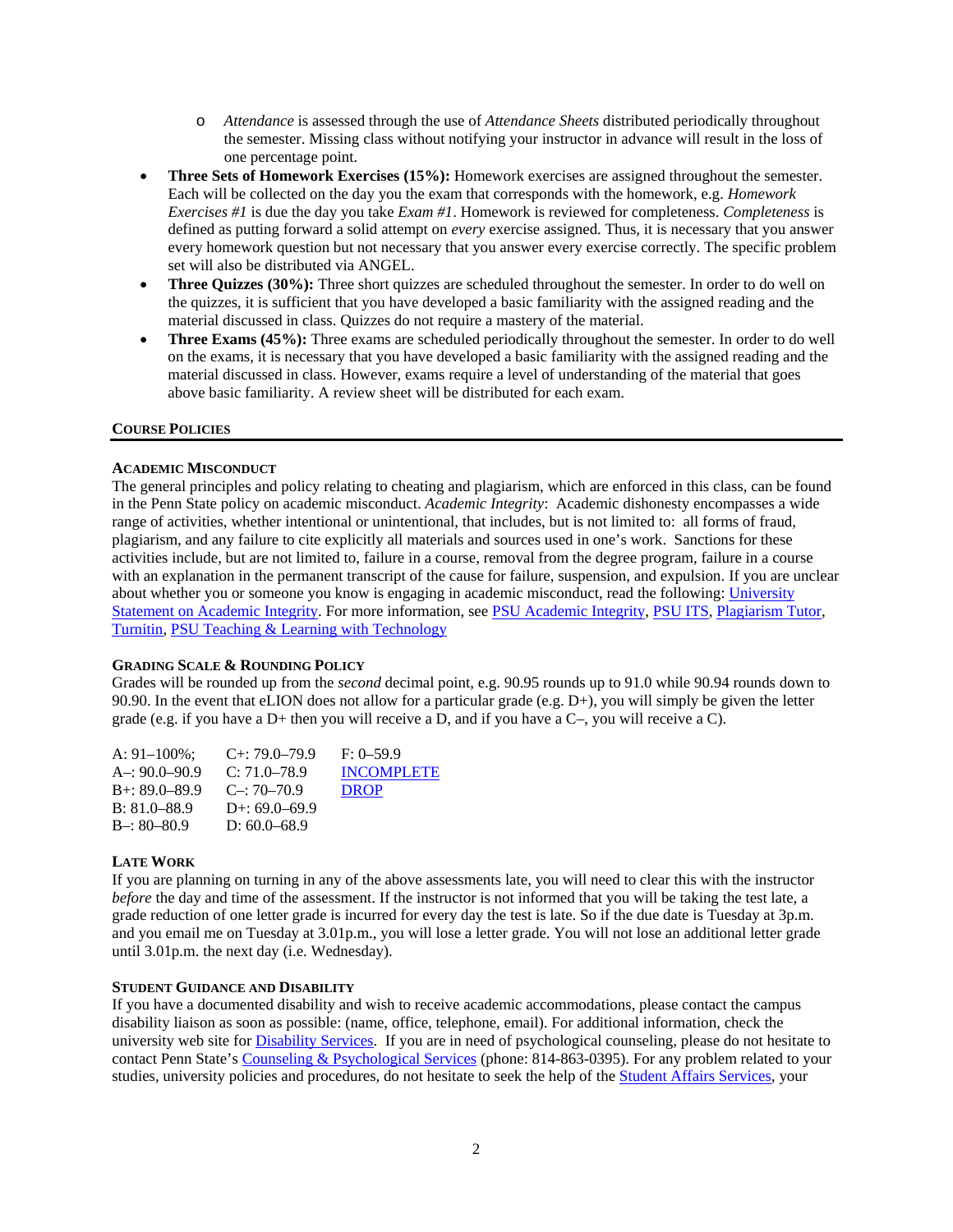- *Attendance* is assessed through the use of *Attendance Sheets* distributed periodically throughout the semester. Missing class without notifying your instructor in advance will result in the loss of one percentage point.
- **Three Sets of Homework Exercises (15%):** Homework exercises are assigned throughout the semester. Each will be collected on the day you the exam that corresponds with the homework, e.g. *Homework Exercises #1* is due the day you take *Exam #1*. Homework is reviewed for completeness. *Completeness* is defined as putting forward a solid attempt on *every* exercise assigned. Thus, it is necessary that you answer every homework question but not necessary that you answer every exercise correctly. The specific problem set will also be distributed via ANGEL.
- **Three Quizzes (30%):** Three short quizzes are scheduled throughout the semester. In order to do well on the quizzes, it is sufficient that you have developed a basic familiarity with the assigned reading and the material discussed in class. Quizzes do not require a mastery of the material.
- **Three Exams (45%):** Three exams are scheduled periodically throughout the semester. In order to do well on the exams, it is necessary that you have developed a basic familiarity with the assigned reading and the material discussed in class. However, exams require a level of understanding of the material that goes above basic familiarity. A review sheet will be distributed for each exam.

## Course Policies

### Academic Misconduct

The general principles and policy relating to cheating and plagiarism, which are enforced in this class, can be found in the Penn State policy on academic misconduct. *Academic Integrity*: Academic dishonesty encompasses a wide range of activities, whether intentional or unintentional, that includes, but is not limited to: all forms of fraud, plagiarism, and any failure to cite explicitly all materials and sources used in one's work. Sanctions for these activities include, but are not limited to, failure in a course, removal from the degree program, failure in a course with an explanation in the permanent transcript of the cause for failure, suspension, and expulsion. If you are unclear about whether you or someone you know is engaging in academic misconduct, read the following: University Statement on Academic Integrity. For more information, see PSU Academic Integrity, PSU ITS, Plagiarism Tutor, Turnitin, PSU Teaching & Learning with Technology

### Grading Scale & Rounding Policy

Grades will be rounded up from the *second* decimal point, e.g. 90.95 rounds up to 91.0 while 90.94 rounds down to 90.90. In the event that eLION does not allow for a particular grade (e.g. D+), you will simply be given the letter grade (e.g. if you have a D+ then you will receive a D, and if you have a C–, you will receive a C).

| | | |
|---|---|---|
| A: 91–100%; | C+: 79.0–79.9 | F: 0–59.9 |
| A–: 90.0–90.9 | C: 71.0–78.9 | INCOMPLETE |
| B+: 89.0–89.9 | C–: 70–70.9 | DROP |
| B: 81.0–88.9 | D+: 69.0–69.9 | |
| B–: 80–80.9 | D: 60.0–68.9 | |

### Late Work

If you are planning on turning in any of the above assessments late, you will need to clear this with the instructor *before* the day and time of the assessment. If the instructor is not informed that you will be taking the test late, a grade reduction of one letter grade is incurred for every day the test is late. So if the due date is Tuesday at 3p.m. and you email me on Tuesday at 3.01p.m., you will lose a letter grade. You will not lose an additional letter grade until 3.01p.m. the next day (i.e. Wednesday).

### Student Guidance and Disability

If you have a documented disability and wish to receive academic accommodations, please contact the campus disability liaison as soon as possible: (name, office, telephone, email). For additional information, check the university web site for Disability Services. If you are in need of psychological counseling, please do not hesitate to contact Penn State's Counseling & Psychological Services (phone: 814-863-0395). For any problem related to your studies, university policies and procedures, do not hesitate to seek the help of the Student Affairs Services, your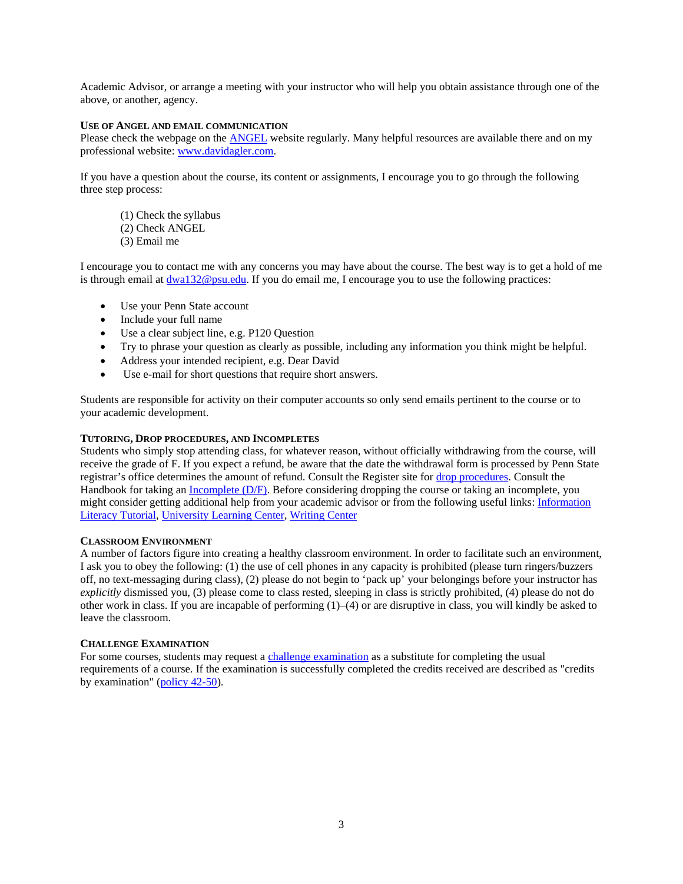Academic Advisor, or arrange a meeting with your instructor who will help you obtain assistance through one of the above, or another, agency.

### Use of ANGEL and email communication

Please check the webpage on the ANGEL website regularly. Many helpful resources are available there and on my professional website: www.davidagler.com.

If you have a question about the course, its content or assignments, I encourage you to go through the following three step process:

(1) Check the syllabus
(2) Check ANGEL
(3) Email me

I encourage you to contact me with any concerns you may have about the course. The best way is to get a hold of me is through email at dwa132@psu.edu. If you do email me, I encourage you to use the following practices:

- Use your Penn State account
- Include your full name
- Use a clear subject line, e.g. P120 Question
- Try to phrase your question as clearly as possible, including any information you think might be helpful.
- Address your intended recipient, e.g. Dear David
- Use e-mail for short questions that require short answers.

Students are responsible for activity on their computer accounts so only send emails pertinent to the course or to your academic development.

### Tutoring, Drop procedures, and Incompletes

Students who simply stop attending class, for whatever reason, without officially withdrawing from the course, will receive the grade of F. If you expect a refund, be aware that the date the withdrawal form is processed by Penn State registrar's office determines the amount of refund. Consult the Register site for drop procedures. Consult the Handbook for taking an Incomplete (D/F). Before considering dropping the course or taking an incomplete, you might consider getting additional help from your academic advisor or from the following useful links: Information Literacy Tutorial, University Learning Center, Writing Center

### Classroom Environment

A number of factors figure into creating a healthy classroom environment. In order to facilitate such an environment, I ask you to obey the following: (1) the use of cell phones in any capacity is prohibited (please turn ringers/buzzers off, no text-messaging during class), (2) please do not begin to 'pack up' your belongings before your instructor has *explicitly* dismissed you, (3) please come to class rested, sleeping in class is strictly prohibited, (4) please do not do other work in class. If you are incapable of performing (1)–(4) or are disruptive in class, you will kindly be asked to leave the classroom.

### Challenge Examination

For some courses, students may request a challenge examination as a substitute for completing the usual requirements of a course. If the examination is successfully completed the credits received are described as "credits by examination" (policy 42-50).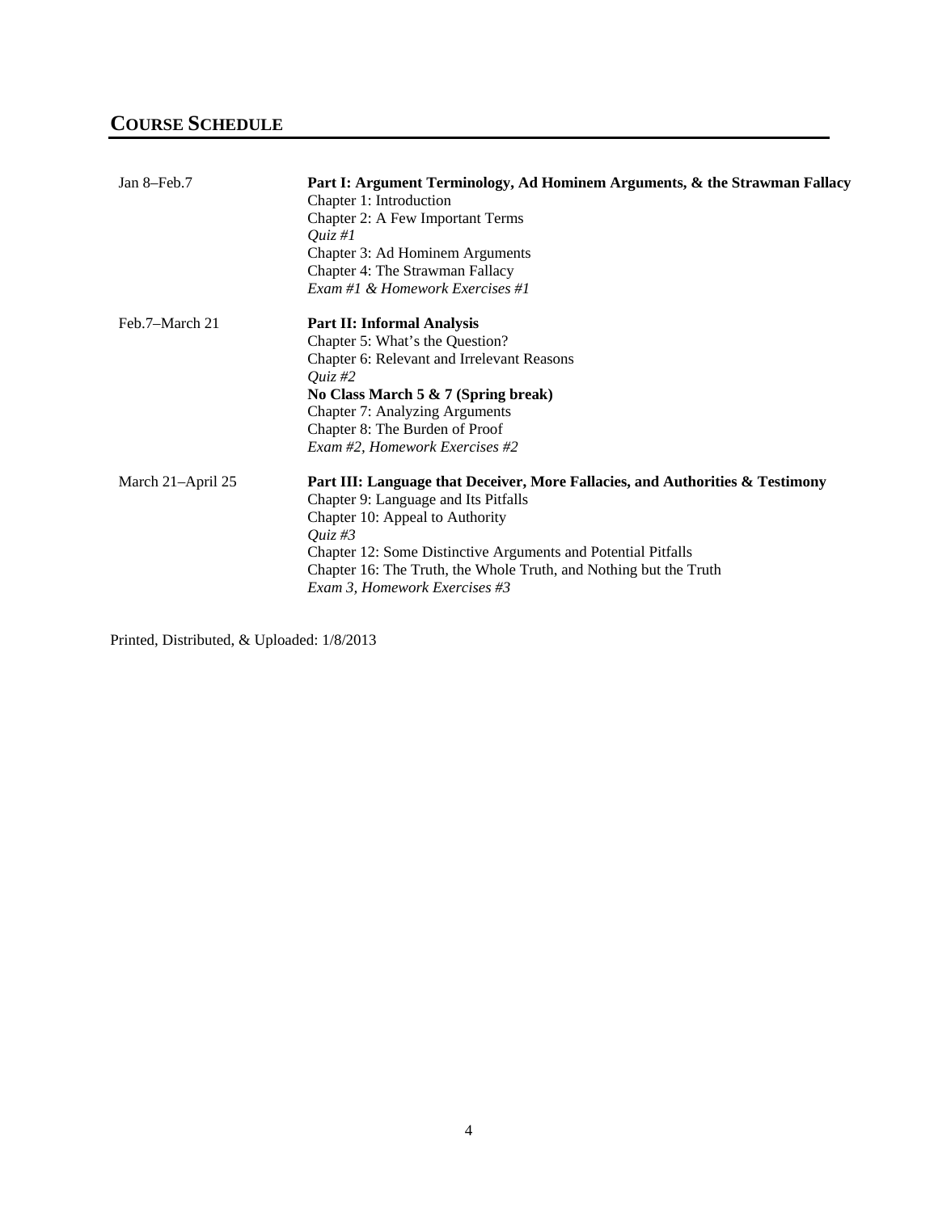## COURSE SCHEDULE

| | |
|---|---|
| Jan 8–Feb.7 | **Part I: Argument Terminology, Ad Hominem Arguments, & the Strawman Fallacy**<br>Chapter 1: Introduction<br>Chapter 2: A Few Important Terms<br>*Quiz #1*<br>Chapter 3: Ad Hominem Arguments<br>Chapter 4: The Strawman Fallacy<br>*Exam #1 & Homework Exercises #1* |
| Feb.7–March 21 | **Part II: Informal Analysis**<br>Chapter 5: What's the Question?<br>Chapter 6: Relevant and Irrelevant Reasons<br>*Quiz #2*<br>**No Class March 5 & 7 (Spring break)**<br>Chapter 7: Analyzing Arguments<br>Chapter 8: The Burden of Proof<br>*Exam #2, Homework Exercises #2* |
| March 21–April 25 | **Part III: Language that Deceiver, More Fallacies, and Authorities & Testimony**<br>Chapter 9: Language and Its Pitfalls<br>Chapter 10: Appeal to Authority<br>*Quiz #3*<br>Chapter 12: Some Distinctive Arguments and Potential Pitfalls<br>Chapter 16: The Truth, the Whole Truth, and Nothing but the Truth<br>*Exam 3, Homework Exercises #3* |

Printed, Distributed, & Uploaded: 1/8/2013